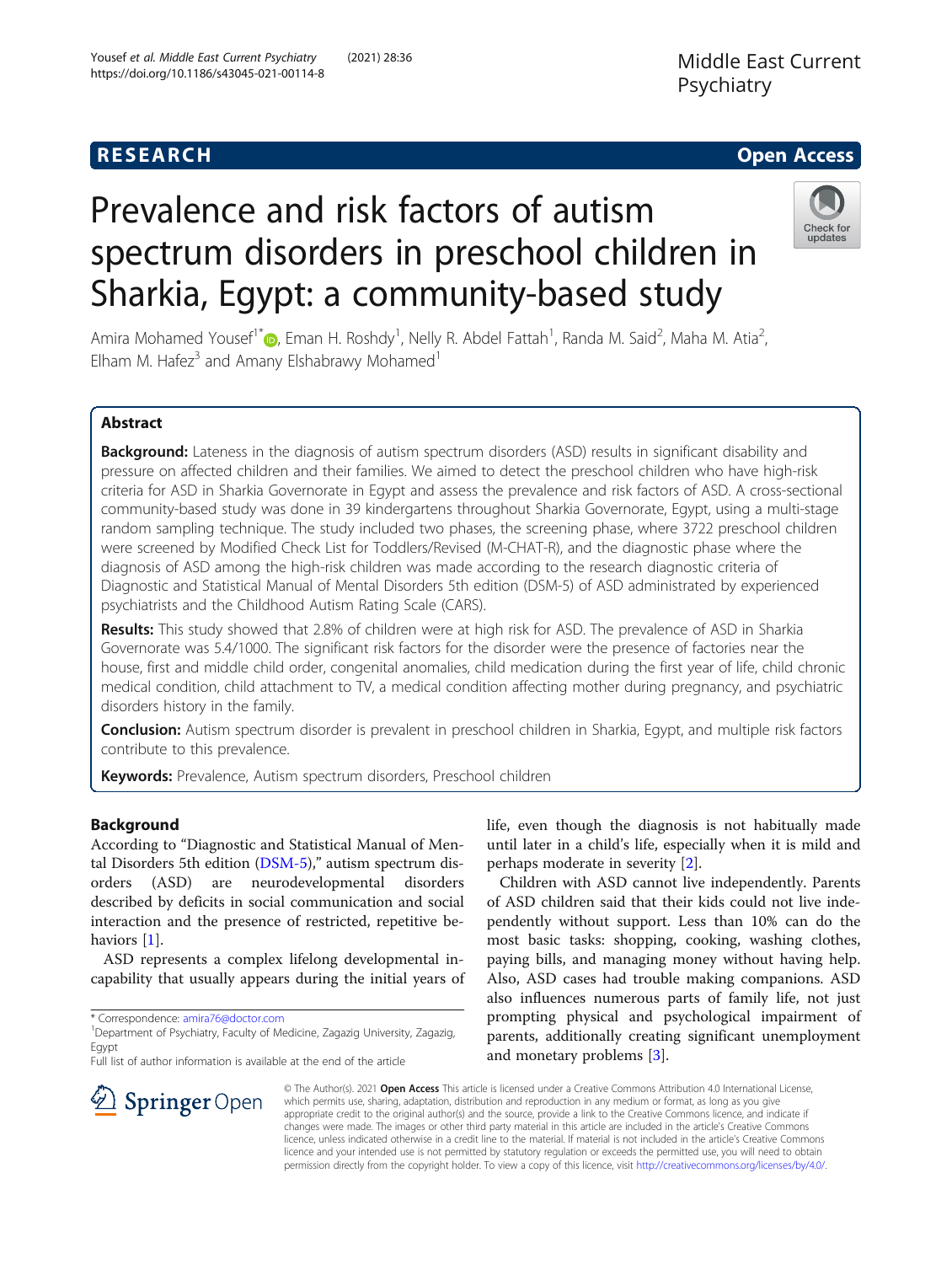RESEARCH Open Access

# Prevalence and risk factors of autism spectrum disorders in preschool children in Sharkia, Egypt: a community-based study

Amira Mohamed Yousef[1*], Eman H. Roshdy[1], Nelly R. Abdel Fattah[1], Randa M. Said[2], Maha M. Atia[2], Elham M. Hafez[3] and Amany Elshabrawy Mohamed[1]

## Abstract

**Background:** Lateness in the diagnosis of autism spectrum disorders (ASD) results in significant disability and pressure on affected children and their families. We aimed to detect the preschool children who have high-risk criteria for ASD in Sharkia Governorate in Egypt and assess the prevalence and risk factors of ASD. A cross-sectional community-based study was done in 39 kindergartens throughout Sharkia Governorate, Egypt, using a multi-stage random sampling technique. The study included two phases, the screening phase, where 3722 preschool children were screened by Modified Check List for Toddlers/Revised (M-CHAT-R), and the diagnostic phase where the diagnosis of ASD among the high-risk children was made according to the research diagnostic criteria of Diagnostic and Statistical Manual of Mental Disorders 5th edition (DSM-5) of ASD administrated by experienced psychiatrists and the Childhood Autism Rating Scale (CARS).

**Results:** This study showed that 2.8% of children were at high risk for ASD. The prevalence of ASD in Sharkia Governorate was 5.4/1000. The significant risk factors for the disorder were the presence of factories near the house, first and middle child order, congenital anomalies, child medication during the first year of life, child chronic medical condition, child attachment to TV, a medical condition affecting mother during pregnancy, and psychiatric disorders history in the family.

**Conclusion:** Autism spectrum disorder is prevalent in preschool children in Sharkia, Egypt, and multiple risk factors contribute to this prevalence.

**Keywords:** Prevalence, Autism spectrum disorders, Preschool children

## Background

According to "Diagnostic and Statistical Manual of Mental Disorders 5th edition (DSM-5)," autism spectrum disorders (ASD) are neurodevelopmental disorders described by deficits in social communication and social interaction and the presence of restricted, repetitive behaviors [1].

ASD represents a complex lifelong developmental incapability that usually appears during the initial years of life, even though the diagnosis is not habitually made until later in a child's life, especially when it is mild and perhaps moderate in severity [2].

Children with ASD cannot live independently. Parents of ASD children said that their kids could not live independently without support. Less than 10% can do the most basic tasks: shopping, cooking, washing clothes, paying bills, and managing money without having help. Also, ASD cases had trouble making companions. ASD also influences numerous parts of family life, not just prompting physical and psychological impairment of parents, additionally creating significant unemployment and monetary problems [3].

* Correspondence: amira76@doctor.com
[1]Department of Psychiatry, Faculty of Medicine, Zagazig University, Zagazig, Egypt
Full list of author information is available at the end of the article

© The Author(s). 2021 Open Access This article is licensed under a Creative Commons Attribution 4.0 International License, which permits use, sharing, adaptation, distribution and reproduction in any medium or format, as long as you give appropriate credit to the original author(s) and the source, provide a link to the Creative Commons licence, and indicate if changes were made. The images or other third party material in this article are included in the article's Creative Commons licence, unless indicated otherwise in a credit line to the material. If material is not included in the article's Creative Commons licence and your intended use is not permitted by statutory regulation or exceeds the permitted use, you will need to obtain permission directly from the copyright holder. To view a copy of this licence, visit http://creativecommons.org/licenses/by/4.0/.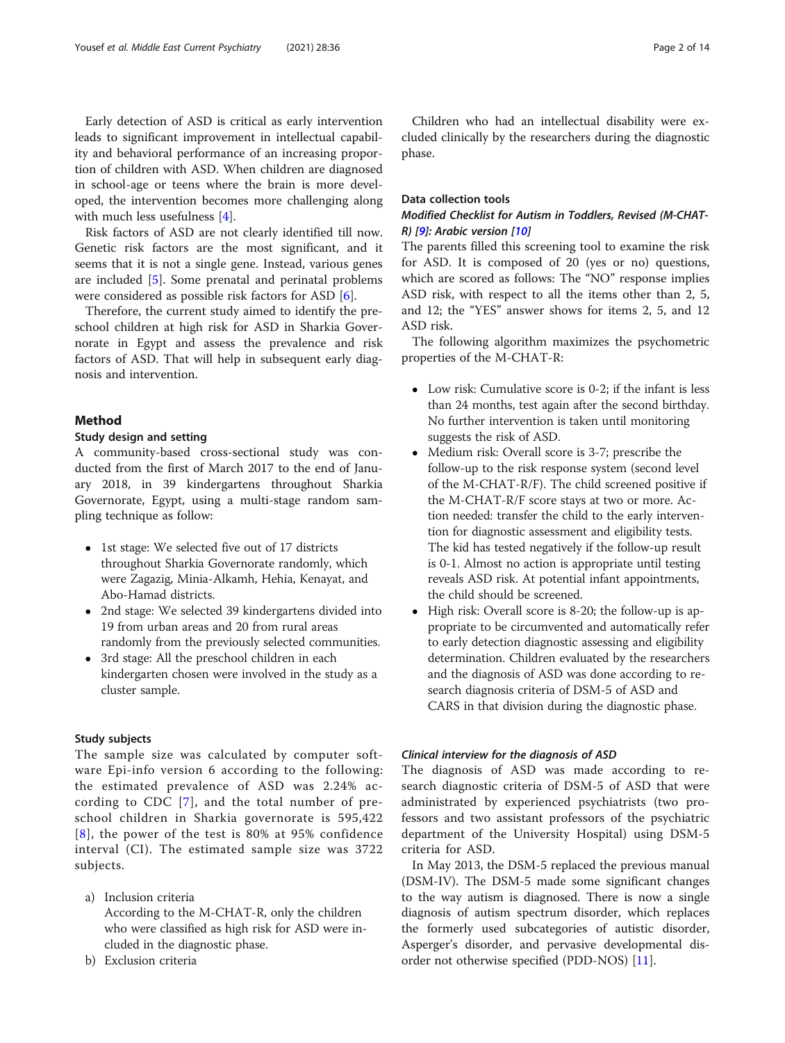Early detection of ASD is critical as early intervention leads to significant improvement in intellectual capability and behavioral performance of an increasing proportion of children with ASD. When children are diagnosed in school-age or teens where the brain is more developed, the intervention becomes more challenging along with much less usefulness [4].

Risk factors of ASD are not clearly identified till now. Genetic risk factors are the most significant, and it seems that it is not a single gene. Instead, various genes are included [5]. Some prenatal and perinatal problems were considered as possible risk factors for ASD [6].

Therefore, the current study aimed to identify the preschool children at high risk for ASD in Sharkia Governorate in Egypt and assess the prevalence and risk factors of ASD. That will help in subsequent early diagnosis and intervention.

## Method

### Study design and setting

A community-based cross-sectional study was conducted from the first of March 2017 to the end of January 2018, in 39 kindergartens throughout Sharkia Governorate, Egypt, using a multi-stage random sampling technique as follow:

- 1st stage: We selected five out of 17 districts throughout Sharkia Governorate randomly, which were Zagazig, Minia-Alkamh, Hehia, Kenayat, and Abo-Hamad districts.
- 2nd stage: We selected 39 kindergartens divided into 19 from urban areas and 20 from rural areas randomly from the previously selected communities.
- 3rd stage: All the preschool children in each kindergarten chosen were involved in the study as a cluster sample.

### Study subjects

The sample size was calculated by computer software Epi-info version 6 according to the following: the estimated prevalence of ASD was 2.24% according to CDC [7], and the total number of preschool children in Sharkia governorate is 595,422 [8], the power of the test is 80% at 95% confidence interval (CI). The estimated sample size was 3722 subjects.

a) Inclusion criteria
According to the M-CHAT-R, only the children who were classified as high risk for ASD were included in the diagnostic phase.

b) Exclusion criteria
Children who had an intellectual disability were excluded clinically by the researchers during the diagnostic phase.

### Data collection tools

#### *Modified Checklist for Autism in Toddlers, Revised (M-CHAT-R) [9]: Arabic version [10]*

The parents filled this screening tool to examine the risk for ASD. It is composed of 20 (yes or no) questions, which are scored as follows: The "NO" response implies ASD risk, with respect to all the items other than 2, 5, and 12; the "YES" answer shows for items 2, 5, and 12 ASD risk.

The following algorithm maximizes the psychometric properties of the M-CHAT-R:

- Low risk: Cumulative score is 0-2; if the infant is less than 24 months, test again after the second birthday. No further intervention is taken until monitoring suggests the risk of ASD.
- Medium risk: Overall score is 3-7; prescribe the follow-up to the risk response system (second level of the M-CHAT-R/F). The child screened positive if the M-CHAT-R/F score stays at two or more. Action needed: transfer the child to the early intervention for diagnostic assessment and eligibility tests. The kid has tested negatively if the follow-up result is 0-1. Almost no action is appropriate until testing reveals ASD risk. At potential infant appointments, the child should be screened.
- High risk: Overall score is 8-20; the follow-up is appropriate to be circumvented and automatically refer to early detection diagnostic assessing and eligibility determination. Children evaluated by the researchers and the diagnosis of ASD was done according to research diagnosis criteria of DSM-5 of ASD and CARS in that division during the diagnostic phase.

#### *Clinical interview for the diagnosis of ASD*

The diagnosis of ASD was made according to research diagnostic criteria of DSM-5 of ASD that were administrated by experienced psychiatrists (two professors and two assistant professors of the psychiatric department of the University Hospital) using DSM-5 criteria for ASD.

In May 2013, the DSM-5 replaced the previous manual (DSM-IV). The DSM-5 made some significant changes to the way autism is diagnosed. There is now a single diagnosis of autism spectrum disorder, which replaces the formerly used subcategories of autistic disorder, Asperger's disorder, and pervasive developmental disorder not otherwise specified (PDD-NOS) [11].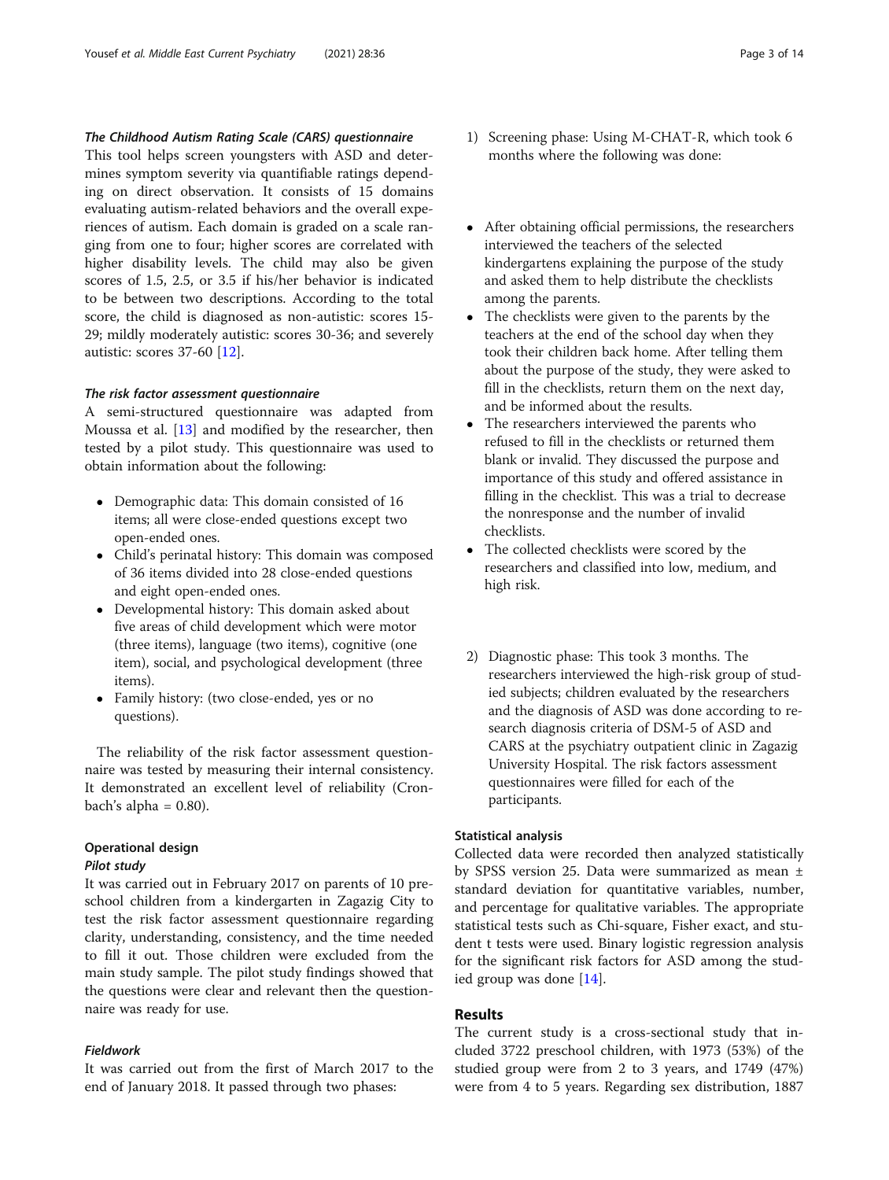#### *The Childhood Autism Rating Scale (CARS) questionnaire*

This tool helps screen youngsters with ASD and determines symptom severity via quantifiable ratings depending on direct observation. It consists of 15 domains evaluating autism-related behaviors and the overall experiences of autism. Each domain is graded on a scale ranging from one to four; higher scores are correlated with higher disability levels. The child may also be given scores of 1.5, 2.5, or 3.5 if his/her behavior is indicated to be between two descriptions. According to the total score, the child is diagnosed as non-autistic: scores 15-29; mildly moderately autistic: scores 30-36; and severely autistic: scores 37-60 [12].

#### *The risk factor assessment questionnaire*

A semi-structured questionnaire was adapted from Moussa et al. [13] and modified by the researcher, then tested by a pilot study. This questionnaire was used to obtain information about the following:

- Demographic data: This domain consisted of 16 items; all were close-ended questions except two open-ended ones.
- Child's perinatal history: This domain was composed of 36 items divided into 28 close-ended questions and eight open-ended ones.
- Developmental history: This domain asked about five areas of child development which were motor (three items), language (two items), cognitive (one item), social, and psychological development (three items).
- Family history: (two close-ended, yes or no questions).

The reliability of the risk factor assessment questionnaire was tested by measuring their internal consistency. It demonstrated an excellent level of reliability (Cronbach's alpha = 0.80).

### Operational design

#### *Pilot study*

It was carried out in February 2017 on parents of 10 preschool children from a kindergarten in Zagazig City to test the risk factor assessment questionnaire regarding clarity, understanding, consistency, and the time needed to fill it out. Those children were excluded from the main study sample. The pilot study findings showed that the questions were clear and relevant then the questionnaire was ready for use.

#### *Fieldwork*

It was carried out from the first of March 2017 to the end of January 2018. It passed through two phases:

1) Screening phase: Using M-CHAT-R, which took 6 months where the following was done:

- After obtaining official permissions, the researchers interviewed the teachers of the selected kindergartens explaining the purpose of the study and asked them to help distribute the checklists among the parents.
- The checklists were given to the parents by the teachers at the end of the school day when they took their children back home. After telling them about the purpose of the study, they were asked to fill in the checklists, return them on the next day, and be informed about the results.
- The researchers interviewed the parents who refused to fill in the checklists or returned them blank or invalid. They discussed the purpose and importance of this study and offered assistance in filling in the checklist. This was a trial to decrease the nonresponse and the number of invalid checklists.
- The collected checklists were scored by the researchers and classified into low, medium, and high risk.

2) Diagnostic phase: This took 3 months. The researchers interviewed the high-risk group of studied subjects; children evaluated by the researchers and the diagnosis of ASD was done according to research diagnosis criteria of DSM-5 of ASD and CARS at the psychiatry outpatient clinic in Zagazig University Hospital. The risk factors assessment questionnaires were filled for each of the participants.

### Statistical analysis

Collected data were recorded then analyzed statistically by SPSS version 25. Data were summarized as mean ± standard deviation for quantitative variables, number, and percentage for qualitative variables. The appropriate statistical tests such as Chi-square, Fisher exact, and student t tests were used. Binary logistic regression analysis for the significant risk factors for ASD among the studied group was done [14].

## Results

The current study is a cross-sectional study that included 3722 preschool children, with 1973 (53%) of the studied group were from 2 to 3 years, and 1749 (47%) were from 4 to 5 years. Regarding sex distribution, 1887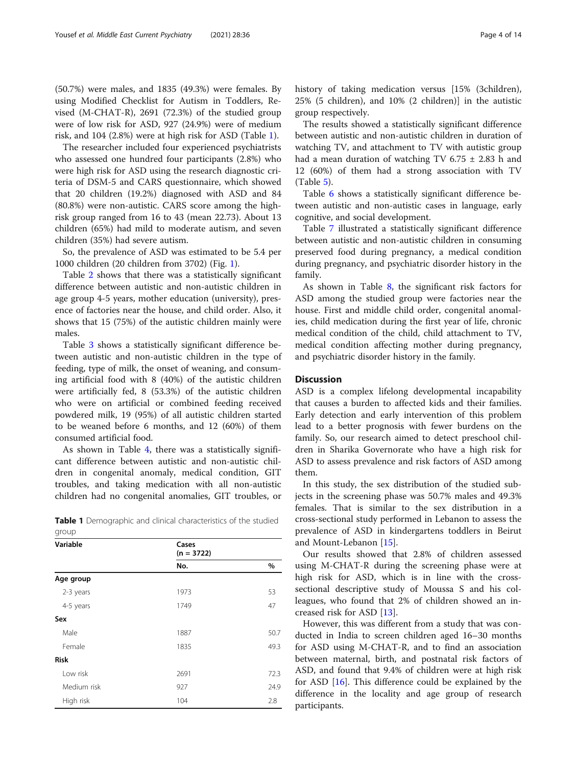(50.7%) were males, and 1835 (49.3%) were females. By using Modified Checklist for Autism in Toddlers, Revised (M-CHAT-R), 2691 (72.3%) of the studied group were of low risk for ASD, 927 (24.9%) were of medium risk, and 104 (2.8%) were at high risk for ASD (Table 1).

The researcher included four experienced psychiatrists who assessed one hundred four participants (2.8%) who were high risk for ASD using the research diagnostic criteria of DSM-5 and CARS questionnaire, which showed that 20 children (19.2%) diagnosed with ASD and 84 (80.8%) were non-autistic. CARS score among the high-risk group ranged from 16 to 43 (mean 22.73). About 13 children (65%) had mild to moderate autism, and seven children (35%) had severe autism.

So, the prevalence of ASD was estimated to be 5.4 per 1000 children (20 children from 3702) (Fig. 1).

Table 2 shows that there was a statistically significant difference between autistic and non-autistic children in age group 4-5 years, mother education (university), presence of factories near the house, and child order. Also, it shows that 15 (75%) of the autistic children mainly were males.

Table 3 shows a statistically significant difference between autistic and non-autistic children in the type of feeding, type of milk, the onset of weaning, and consuming artificial food with 8 (40%) of the autistic children were artificially fed, 8 (53.3%) of the autistic children who were on artificial or combined feeding received powdered milk, 19 (95%) of all autistic children started to be weaned before 6 months, and 12 (60%) of them consumed artificial food.

As shown in Table 4, there was a statistically significant difference between autistic and non-autistic children in congenital anomaly, medical condition, GIT troubles, and taking medication with all non-autistic children had no congenital anomalies, GIT troubles, or history of taking medication versus [15% (3children), 25% (5 children), and 10% (2 children)] in the autistic group respectively.

The results showed a statistically significant difference between autistic and non-autistic children in duration of watching TV, and attachment to TV with autistic group had a mean duration of watching TV 6.75 ± 2.83 h and 12 (60%) of them had a strong association with TV (Table 5).

Table 6 shows a statistically significant difference between autistic and non-autistic cases in language, early cognitive, and social development.

Table 7 illustrated a statistically significant difference between autistic and non-autistic children in consuming preserved food during pregnancy, a medical condition during pregnancy, and psychiatric disorder history in the family.

As shown in Table 8, the significant risk factors for ASD among the studied group were factories near the house. First and middle child order, congenital anomalies, child medication during the first year of life, chronic medical condition of the child, child attachment to TV, medical condition affecting mother during pregnancy, and psychiatric disorder history in the family.

**Table 1** Demographic and clinical characteristics of the studied group

| Variable | Cases (n = 3722) | |
|---|---|---|
| | No. | % |
| **Age group** | | |
| 2-3 years | 1973 | 53 |
| 4-5 years | 1749 | 47 |
| **Sex** | | |
| Male | 1887 | 50.7 |
| Female | 1835 | 49.3 |
| **Risk** | | |
| Low risk | 2691 | 72.3 |
| Medium risk | 927 | 24.9 |
| High risk | 104 | 2.8 |

## Discussion

ASD is a complex lifelong developmental incapability that causes a burden to affected kids and their families. Early detection and early intervention of this problem lead to a better prognosis with fewer burdens on the family. So, our research aimed to detect preschool children in Sharika Governorate who have a high risk for ASD to assess prevalence and risk factors of ASD among them.

In this study, the sex distribution of the studied subjects in the screening phase was 50.7% males and 49.3% females. That is similar to the sex distribution in a cross-sectional study performed in Lebanon to assess the prevalence of ASD in kindergartens toddlers in Beirut and Mount-Lebanon [15].

Our results showed that 2.8% of children assessed using M-CHAT-R during the screening phase were at high risk for ASD, which is in line with the cross-sectional descriptive study of Moussa S and his colleagues, who found that 2% of children showed an increased risk for ASD [13].

However, this was different from a study that was conducted in India to screen children aged 16–30 months for ASD using M-CHAT-R, and to find an association between maternal, birth, and postnatal risk factors of ASD, and found that 9.4% of children were at high risk for ASD [16]. This difference could be explained by the difference in the locality and age group of research participants.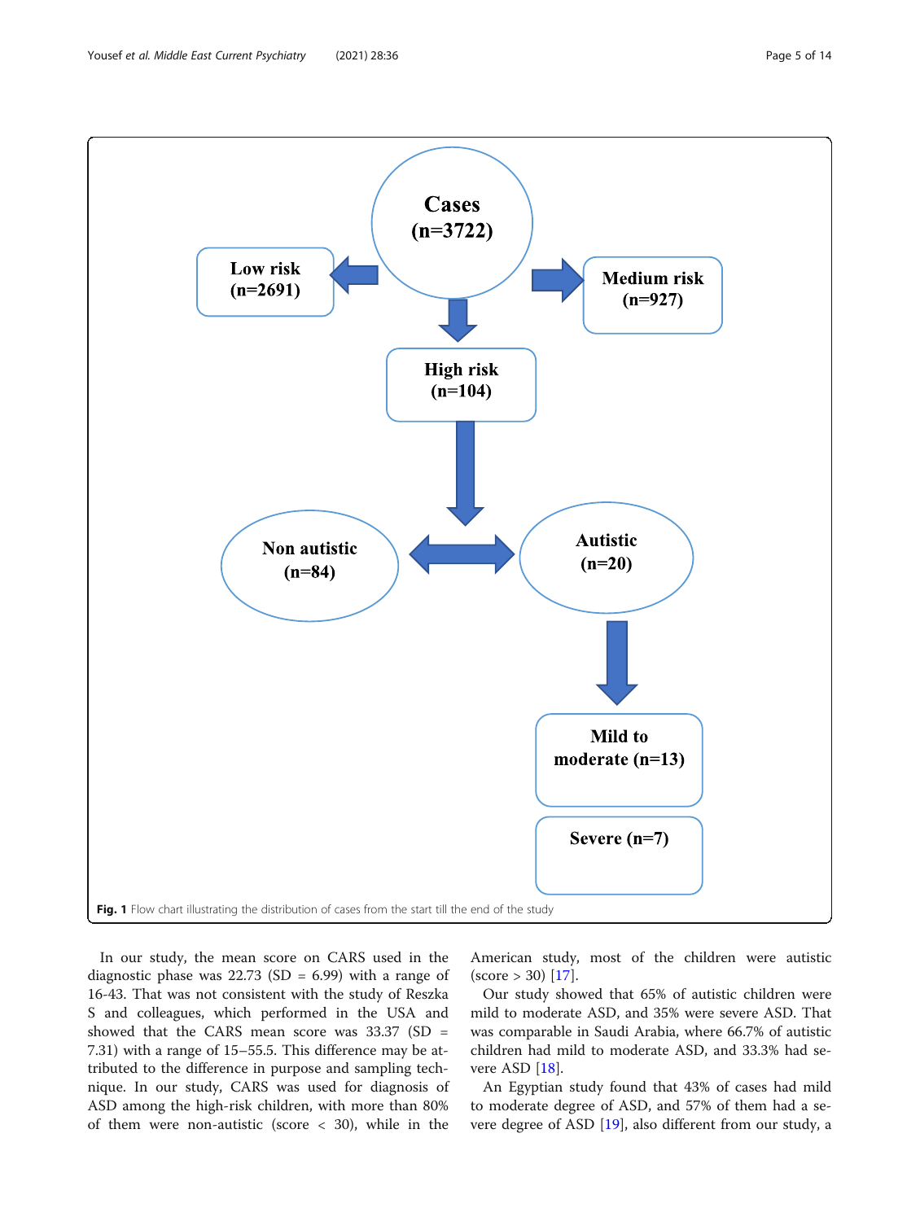Cases (n=3722)

Low risk (n=2691)

Medium risk (n=927)

High risk (n=104)

Non autistic (n=84)

Autistic (n=20)

Mild to moderate (n=13)

Severe (n=7)

**Fig. 1** Flow chart illustrating the distribution of cases from the start till the end of the study

In our study, the mean score on CARS used in the diagnostic phase was 22.73 (SD = 6.99) with a range of 16-43. That was not consistent with the study of Reszka S and colleagues, which performed in the USA and showed that the CARS mean score was 33.37 (SD = 7.31) with a range of 15–55.5. This difference may be attributed to the difference in purpose and sampling technique. In our study, CARS was used for diagnosis of ASD among the high-risk children, with more than 80% of them were non-autistic (score < 30), while in the American study, most of the children were autistic (score > 30) [17].

Our study showed that 65% of autistic children were mild to moderate ASD, and 35% were severe ASD. That was comparable in Saudi Arabia, where 66.7% of autistic children had mild to moderate ASD, and 33.3% had severe ASD [18].

An Egyptian study found that 43% of cases had mild to moderate degree of ASD, and 57% of them had a severe degree of ASD [19], also different from our study, a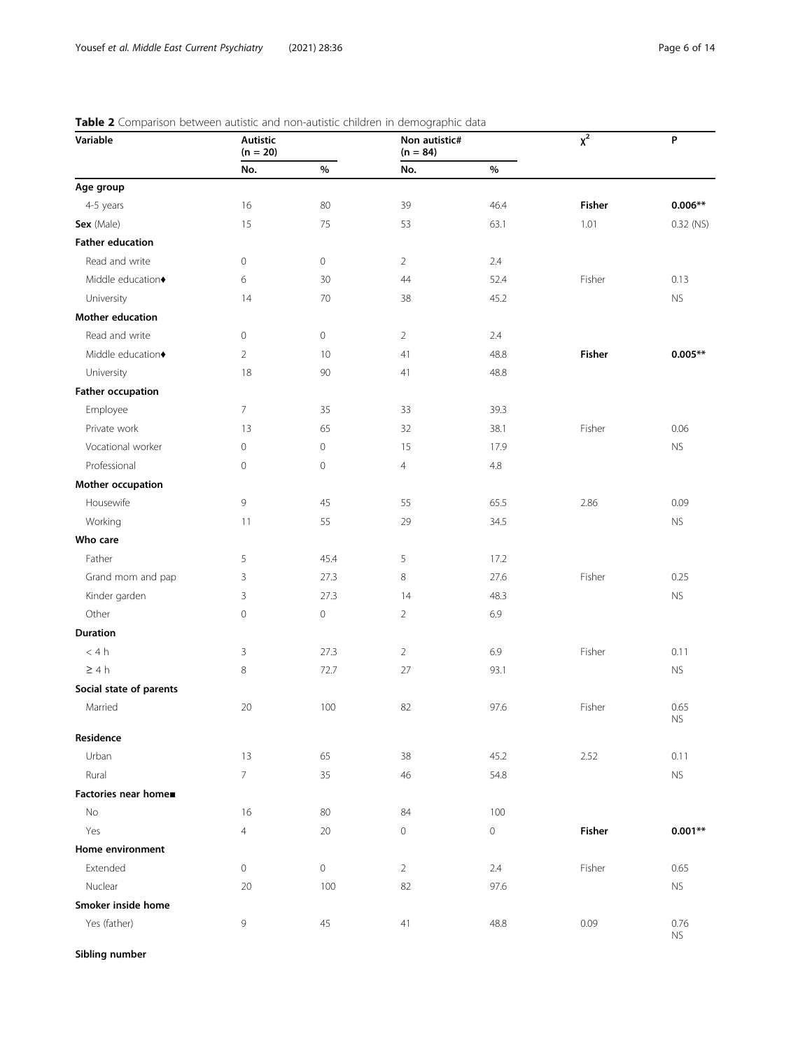**Table 2** Comparison between autistic and non-autistic children in demographic data

| Variable | Autistic (n = 20) | | Non autistic# (n = 84) | | $\chi^2$ | P |
|---|---|---|---|---|---|---|
| | No. | % | No. | % | | |
| **Age group** | | | | | | |
| 4-5 years | 16 | 80 | 39 | 46.4 | **Fisher** | **0.006**** |
| **Sex** (Male) | 15 | 75 | 53 | 63.1 | 1.01 | 0.32 (NS) |
| **Father education** | | | | | | |
| Read and write | 0 | 0 | 2 | 2.4 | | |
| Middle education♦ | 6 | 30 | 44 | 52.4 | Fisher | 0.13 |
| University | 14 | 70 | 38 | 45.2 | | NS |
| **Mother education** | | | | | | |
| Read and write | 0 | 0 | 2 | 2.4 | | |
| Middle education♦ | 2 | 10 | 41 | 48.8 | **Fisher** | **0.005**** |
| University | 18 | 90 | 41 | 48.8 | | |
| **Father occupation** | | | | | | |
| Employee | 7 | 35 | 33 | 39.3 | | |
| Private work | 13 | 65 | 32 | 38.1 | Fisher | 0.06 |
| Vocational worker | 0 | 0 | 15 | 17.9 | | NS |
| Professional | 0 | 0 | 4 | 4.8 | | |
| **Mother occupation** | | | | | | |
| Housewife | 9 | 45 | 55 | 65.5 | 2.86 | 0.09 |
| Working | 11 | 55 | 29 | 34.5 | | NS |
| **Who care** | | | | | | |
| Father | 5 | 45.4 | 5 | 17.2 | | |
| Grand mom and pap | 3 | 27.3 | 8 | 27.6 | Fisher | 0.25 |
| Kinder garden | 3 | 27.3 | 14 | 48.3 | | NS |
| Other | 0 | 0 | 2 | 6.9 | | |
| **Duration** | | | | | | |
| < 4 h | 3 | 27.3 | 2 | 6.9 | Fisher | 0.11 |
| ≥ 4 h | 8 | 72.7 | 27 | 93.1 | | NS |
| **Social state of parents** | | | | | | |
| Married | 20 | 100 | 82 | 97.6 | Fisher | 0.65 NS |
| **Residence** | | | | | | |
| Urban | 13 | 65 | 38 | 45.2 | 2.52 | 0.11 |
| Rural | 7 | 35 | 46 | 54.8 | | NS |
| **Factories near home■** | | | | | | |
| No | 16 | 80 | 84 | 100 | | |
| Yes | 4 | 20 | 0 | 0 | **Fisher** | **0.001**** |
| **Home environment** | | | | | | |
| Extended | 0 | 0 | 2 | 2.4 | Fisher | 0.65 |
| Nuclear | 20 | 100 | 82 | 97.6 | | NS |
| **Smoker inside home** | | | | | | |
| Yes (father) | 9 | 45 | 41 | 48.8 | 0.09 | 0.76 NS |
| **Sibling number** | | | | | | |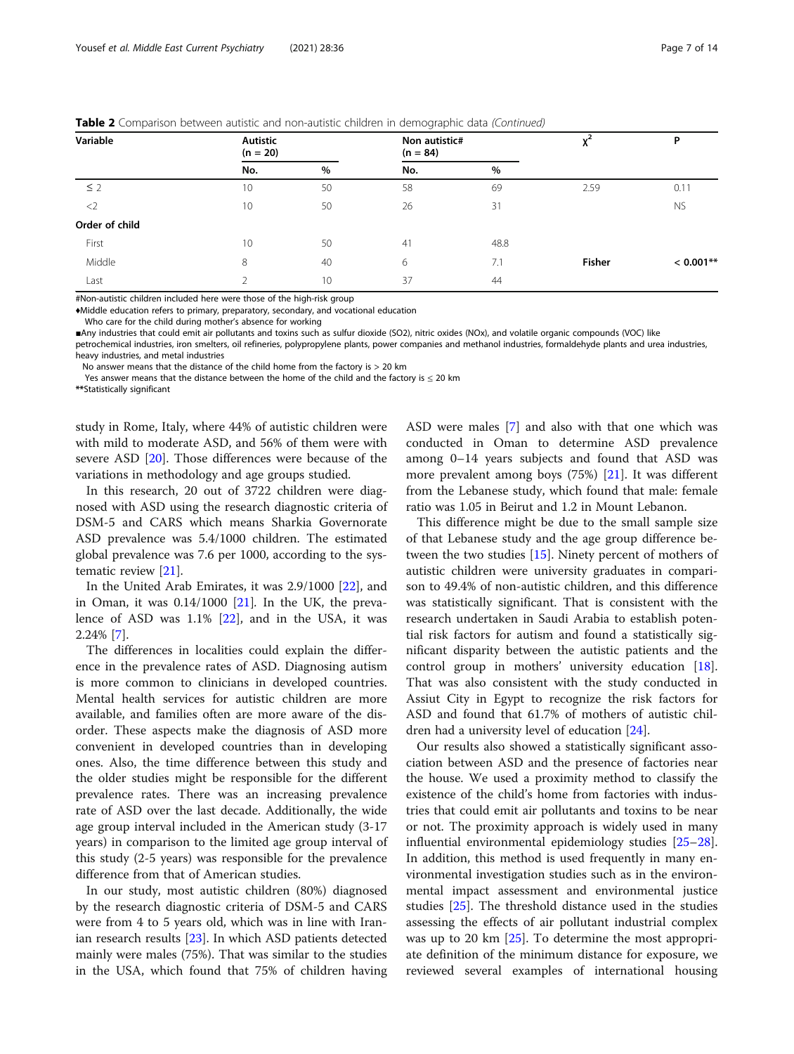**Table 2** Comparison between autistic and non-autistic children in demographic data *(Continued)*

| Variable | Autistic (n = 20) | | Non autistic# (n = 84) | | $\chi^2$ | P |
|---|---|---|---|---|---|---|
| | No. | % | No. | % | | |
| ≤ 2 | 10 | 50 | 58 | 69 | 2.59 | 0.11 |
| <2 | 10 | 50 | 26 | 31 | | NS |
| **Order of child** | | | | | | |
| First | 10 | 50 | 41 | 48.8 | | |
| Middle | 8 | 40 | 6 | 7.1 | **Fisher** | **< 0.001**** |
| Last | 2 | 10 | 37 | 44 | | |

#Non-autistic children included here were those of the high-risk group

♦Middle education refers to primary, preparatory, secondary, and vocational education

Who care for the child during mother's absence for working

■Any industries that could emit air pollutants and toxins such as sulfur dioxide ($SO_2$), nitric oxides ($NO_x$), and volatile organic compounds (VOC) like petrochemical industries, iron smelters, oil refineries, polypropylene plants, power companies and methanol industries, formaldehyde plants and urea industries, heavy industries, and metal industries

No answer means that the distance of the child home from the factory is > 20 km

Yes answer means that the distance between the home of the child and the factory is ≤ 20 km

**Statistically significant

study in Rome, Italy, where 44% of autistic children were with mild to moderate ASD, and 56% of them were with severe ASD [20]. Those differences were because of the variations in methodology and age groups studied.

In this research, 20 out of 3722 children were diagnosed with ASD using the research diagnostic criteria of DSM-5 and CARS which means Sharkia Governorate ASD prevalence was 5.4/1000 children. The estimated global prevalence was 7.6 per 1000, according to the systematic review [21].

In the United Arab Emirates, it was 2.9/1000 [22], and in Oman, it was 0.14/1000 [21]. In the UK, the prevalence of ASD was 1.1% [22], and in the USA, it was 2.24% [7].

The differences in localities could explain the difference in the prevalence rates of ASD. Diagnosing autism is more common to clinicians in developed countries. Mental health services for autistic children are more available, and families often are more aware of the disorder. These aspects make the diagnosis of ASD more convenient in developed countries than in developing ones. Also, the time difference between this study and the older studies might be responsible for the different prevalence rates. There was an increasing prevalence rate of ASD over the last decade. Additionally, the wide age group interval included in the American study (3-17 years) in comparison to the limited age group interval of this study (2-5 years) was responsible for the prevalence difference from that of American studies.

In our study, most autistic children (80%) diagnosed by the research diagnostic criteria of DSM-5 and CARS were from 4 to 5 years old, which was in line with Iranian research results [23]. In which ASD patients detected mainly were males (75%). That was similar to the studies in the USA, which found that 75% of children having ASD were males [7] and also with that one which was conducted in Oman to determine ASD prevalence among 0–14 years subjects and found that ASD was more prevalent among boys (75%) [21]. It was different from the Lebanese study, which found that male: female ratio was 1.05 in Beirut and 1.2 in Mount Lebanon.

This difference might be due to the small sample size of that Lebanese study and the age group difference between the two studies [15]. Ninety percent of mothers of autistic children were university graduates in comparison to 49.4% of non-autistic children, and this difference was statistically significant. That is consistent with the research undertaken in Saudi Arabia to establish potential risk factors for autism and found a statistically significant disparity between the autistic patients and the control group in mothers' university education [18]. That was also consistent with the study conducted in Assiut City in Egypt to recognize the risk factors for ASD and found that 61.7% of mothers of autistic children had a university level of education [24].

Our results also showed a statistically significant association between ASD and the presence of factories near the house. We used a proximity method to classify the existence of the child's home from factories with industries that could emit air pollutants and toxins to be near or not. The proximity approach is widely used in many influential environmental epidemiology studies [25–28]. In addition, this method is used frequently in many environmental investigation studies such as in the environmental impact assessment and environmental justice studies [25]. The threshold distance used in the studies assessing the effects of air pollutant industrial complex was up to 20 km [25]. To determine the most appropriate definition of the minimum distance for exposure, we reviewed several examples of international housing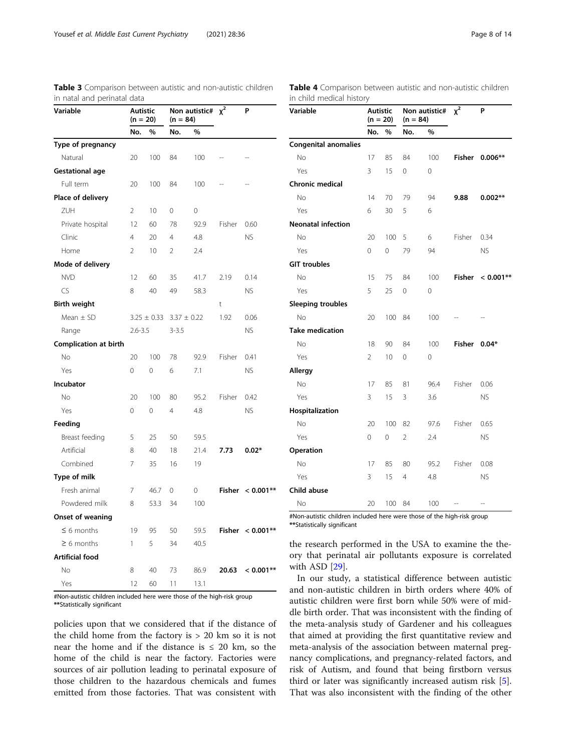**Table 3** Comparison between autistic and non-autistic children in natal and perinatal data

| Variable | Autistic (n = 20) | | Non autistic# (n = 84) | | $\chi^2$ | P |
|---|---|---|---|---|---|---|
| | No. | % | No. | % | | |
| **Type of pregnancy** | | | | | | |
| Natural | 20 | 100 | 84 | 100 | -- | -- |
| **Gestational age** | | | | | | |
| Full term | 20 | 100 | 84 | 100 | -- | -- |
| **Place of delivery** | | | | | | |
| ZUH | 2 | 10 | 0 | 0 | | |
| Private hospital | 12 | 60 | 78 | 92.9 | Fisher | 0.60 |
| Clinic | 4 | 20 | 4 | 4.8 | | NS |
| Home | 2 | 10 | 2 | 2.4 | | |
| **Mode of delivery** | | | | | | |
| NVD | 12 | 60 | 35 | 41.7 | 2.19 | 0.14 |
| CS | 8 | 40 | 49 | 58.3 | | NS |
| **Birth weight** | | | | | t | |
| Mean ± SD | 3.25 ± 0.33 | | 3.37 ± 0.22 | | 1.92 | 0.06 |
| Range | 2.6-3.5 | | 3-3.5 | | | NS |
| **Complication at birth** | | | | | | |
| No | 20 | 100 | 78 | 92.9 | Fisher | 0.41 |
| Yes | 0 | 0 | 6 | 7.1 | | NS |
| **Incubator** | | | | | | |
| No | 20 | 100 | 80 | 95.2 | Fisher | 0.42 |
| Yes | 0 | 0 | 4 | 4.8 | | NS |
| **Feeding** | | | | | | |
| Breast feeding | 5 | 25 | 50 | 59.5 | | |
| Artificial | 8 | 40 | 18 | 21.4 | **7.73** | **0.02*** |
| Combined | 7 | 35 | 16 | 19 | | |
| **Type of milk** | | | | | | |
| Fresh animal | 7 | 46.7 | 0 | 0 | **Fisher** | **< 0.001**** |
| Powdered milk | 8 | 53.3 | 34 | 100 | | |
| **Onset of weaning** | | | | | | |
| ≤ 6 months | 19 | 95 | 50 | 59.5 | **Fisher** | **< 0.001**** |
| ≥ 6 months | 1 | 5 | 34 | 40.5 | | |
| **Artificial food** | | | | | | |
| No | 8 | 40 | 73 | 86.9 | **20.63** | **< 0.001**** |
| Yes | 12 | 60 | 11 | 13.1 | | |

#Non-autistic children included here were those of the high-risk group
**Statistically significant

**Table 4** Comparison between autistic and non-autistic children in child medical history

| Variable | Autistic (n = 20) | | Non autistic# (n = 84) | | $\chi^2$ | P |
|---|---|---|---|---|---|---|
| | No. | % | No. | % | | |
| **Congenital anomalies** | | | | | | |
| No | 17 | 85 | 84 | 100 | **Fisher** | **0.006**** |
| Yes | 3 | 15 | 0 | 0 | | |
| **Chronic medical** | | | | | | |
| No | 14 | 70 | 79 | 94 | **9.88** | **0.002**** |
| Yes | 6 | 30 | 5 | 6 | | |
| **Neonatal infection** | | | | | | |
| No | 20 | 100 | 5 | 6 | Fisher | 0.34 |
| Yes | 0 | 0 | 79 | 94 | | NS |
| **GIT troubles** | | | | | | |
| No | 15 | 75 | 84 | 100 | **Fisher** | **< 0.001**** |
| Yes | 5 | 25 | 0 | 0 | | |
| **Sleeping troubles** | | | | | | |
| No | 20 | 100 | 84 | 100 | -- | -- |
| **Take medication** | | | | | | |
| No | 18 | 90 | 84 | 100 | **Fisher** | **0.04*** |
| Yes | 2 | 10 | 0 | 0 | | |
| **Allergy** | | | | | | |
| No | 17 | 85 | 81 | 96.4 | Fisher | 0.06 |
| Yes | 3 | 15 | 3 | 3.6 | | NS |
| **Hospitalization** | | | | | | |
| No | 20 | 100 | 82 | 97.6 | Fisher | 0.65 |
| Yes | 0 | 0 | 2 | 2.4 | | NS |
| **Operation** | | | | | | |
| No | 17 | 85 | 80 | 95.2 | Fisher | 0.08 |
| Yes | 3 | 15 | 4 | 4.8 | | NS |
| **Child abuse** | | | | | | |
| No | 20 | 100 | 84 | 100 | -- | -- |

#Non-autistic children included here were those of the high-risk group
**Statistically significant

policies upon that we considered that if the distance of the child home from the factory is > 20 km so it is not near the home and if the distance is ≤ 20 km, so the home of the child is near the factory. Factories were sources of air pollution leading to perinatal exposure of those children to the hazardous chemicals and fumes emitted from those factories. That was consistent with the research performed in the USA to examine the theory that perinatal air pollutants exposure is correlated with ASD [29].

In our study, a statistical difference between autistic and non-autistic children in birth orders where 40% of autistic children were first born while 50% were of middle birth order. That was inconsistent with the finding of the meta-analysis study of Gardener and his colleagues that aimed at providing the first quantitative review and meta-analysis of the association between maternal pregnancy complications, and pregnancy-related factors, and risk of Autism, and found that being firstborn versus third or later was significantly increased autism risk [5]. That was also inconsistent with the finding of the other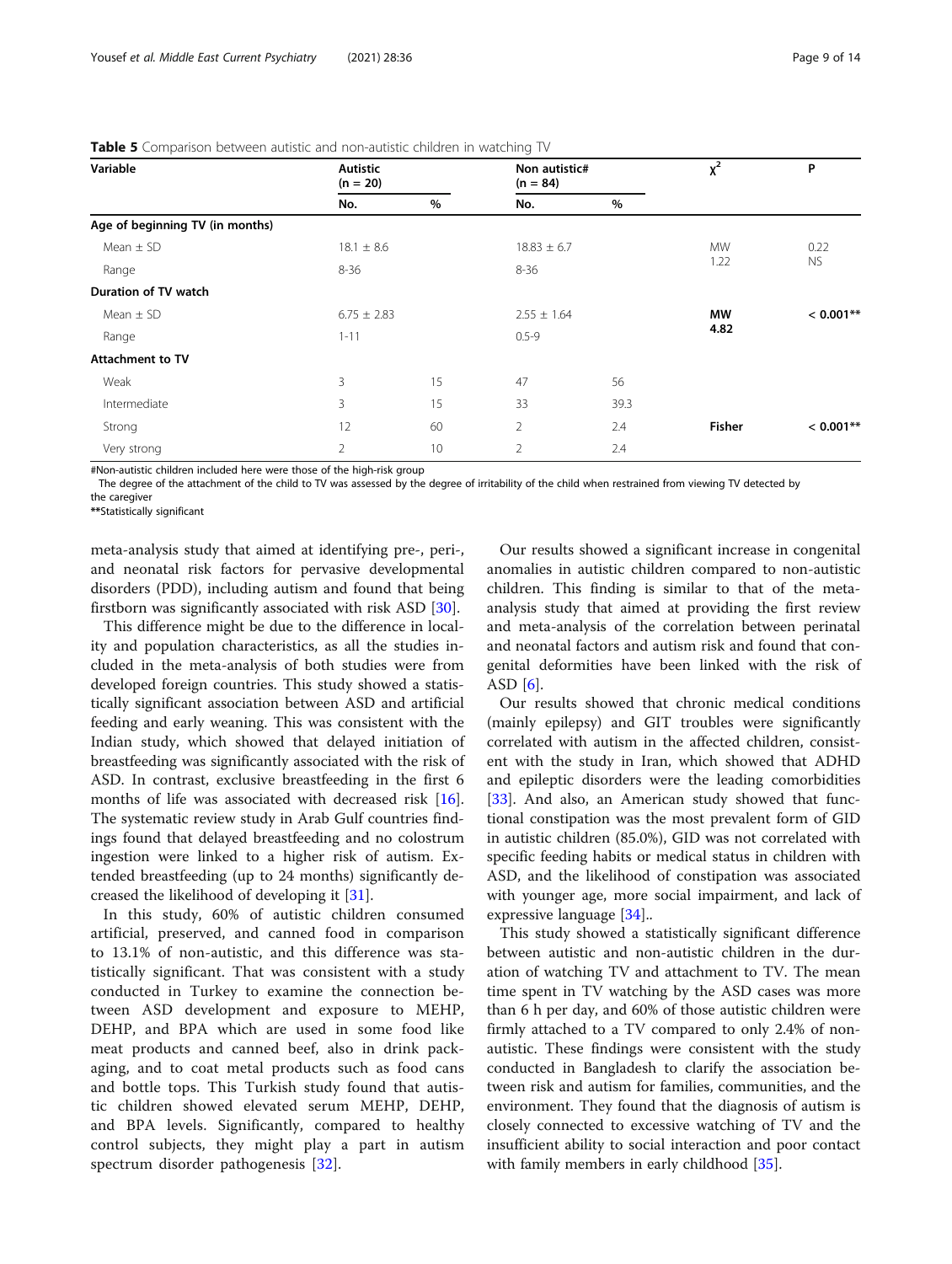**Table 5** Comparison between autistic and non-autistic children in watching TV

| Variable | Autistic (n = 20) | | Non autistic# (n = 84) | | $\chi^2$ | P |
|---|---|---|---|---|---|---|
| | No. | % | No. | % | | |
| **Age of beginning TV (in months)** | | | | | | |
| Mean ± SD | 18.1 ± 8.6 | | 18.83 ± 6.7 | | MW 1.22 | 0.22 NS |
| Range | 8-36 | | 8-36 | | | |
| **Duration of TV watch** | | | | | | |
| Mean ± SD | 6.75 ± 2.83 | | 2.55 ± 1.64 | | **MW 4.82** | **< 0.001**** |
| Range | 1-11 | | 0.5-9 | | | |
| **Attachment to TV** | | | | | | |
| Weak | 3 | 15 | 47 | 56 | | |
| Intermediate | 3 | 15 | 33 | 39.3 | | |
| Strong | 12 | 60 | 2 | 2.4 | **Fisher** | **< 0.001**** |
| Very strong | 2 | 10 | 2 | 2.4 | | |

#Non-autistic children included here were those of the high-risk group
The degree of the attachment of the child to TV was assessed by the degree of irritability of the child when restrained from viewing TV detected by the caregiver
**Statistically significant

meta-analysis study that aimed at identifying pre-, peri-, and neonatal risk factors for pervasive developmental disorders (PDD), including autism and found that being firstborn was significantly associated with risk ASD [30].

This difference might be due to the difference in locality and population characteristics, as all the studies included in the meta-analysis of both studies were from developed foreign countries. This study showed a statistically significant association between ASD and artificial feeding and early weaning. This was consistent with the Indian study, which showed that delayed initiation of breastfeeding was significantly associated with the risk of ASD. In contrast, exclusive breastfeeding in the first 6 months of life was associated with decreased risk [16]. The systematic review study in Arab Gulf countries findings found that delayed breastfeeding and no colostrum ingestion were linked to a higher risk of autism. Extended breastfeeding (up to 24 months) significantly decreased the likelihood of developing it [31].

In this study, 60% of autistic children consumed artificial, preserved, and canned food in comparison to 13.1% of non-autistic, and this difference was statistically significant. That was consistent with a study conducted in Turkey to examine the connection between ASD development and exposure to MEHP, DEHP, and BPA which are used in some food like meat products and canned beef, also in drink packaging, and to coat metal products such as food cans and bottle tops. This Turkish study found that autistic children showed elevated serum MEHP, DEHP, and BPA levels. Significantly, compared to healthy control subjects, they might play a part in autism spectrum disorder pathogenesis [32].

Our results showed a significant increase in congenital anomalies in autistic children compared to non-autistic children. This finding is similar to that of the meta-analysis study that aimed at providing the first review and meta-analysis of the correlation between perinatal and neonatal factors and autism risk and found that congenital deformities have been linked with the risk of ASD [6].

Our results showed that chronic medical conditions (mainly epilepsy) and GIT troubles were significantly correlated with autism in the affected children, consistent with the study in Iran, which showed that ADHD and epileptic disorders were the leading comorbidities [33]. And also, an American study showed that functional constipation was the most prevalent form of GID in autistic children (85.0%), GID was not correlated with specific feeding habits or medical status in children with ASD, and the likelihood of constipation was associated with younger age, more social impairment, and lack of expressive language [34]..

This study showed a statistically significant difference between autistic and non-autistic children in the duration of watching TV and attachment to TV. The mean time spent in TV watching by the ASD cases was more than 6 h per day, and 60% of those autistic children were firmly attached to a TV compared to only 2.4% of non-autistic. These findings were consistent with the study conducted in Bangladesh to clarify the association between risk and autism for families, communities, and the environment. They found that the diagnosis of autism is closely connected to excessive watching of TV and the insufficient ability to social interaction and poor contact with family members in early childhood [35].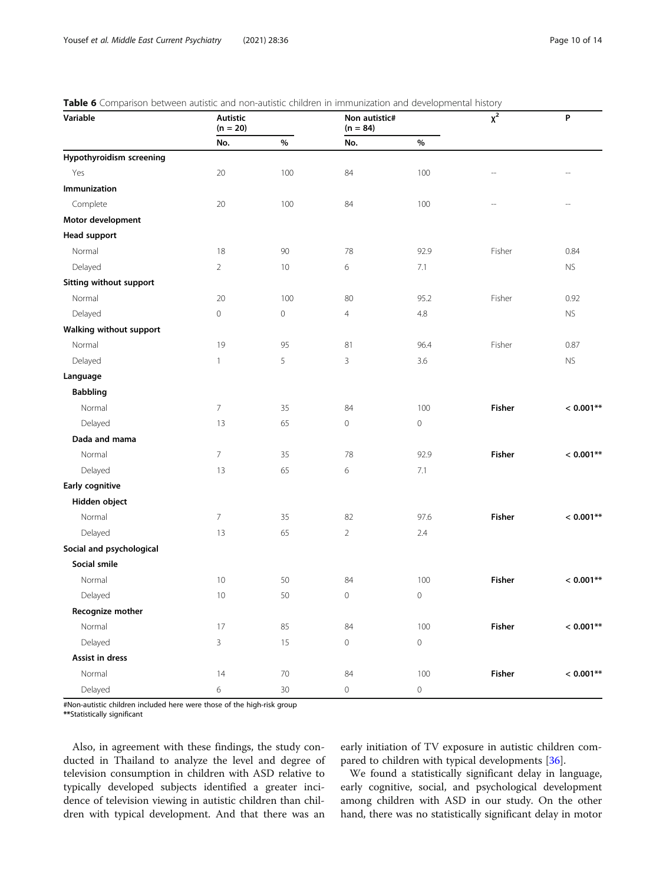**Table 6** Comparison between autistic and non-autistic children in immunization and developmental history

| Variable | Autistic (n = 20) | | Non autistic# (n = 84) | | $\chi^2$ | P |
|---|---|---|---|---|---|---|
| | No. | % | No. | % | | |
| **Hypothyroidism screening** | | | | | | |
| Yes | 20 | 100 | 84 | 100 | -- | -- |
| **Immunization** | | | | | | |
| Complete | 20 | 100 | 84 | 100 | -- | -- |
| **Motor development** | | | | | | |
| **Head support** | | | | | | |
| Normal | 18 | 90 | 78 | 92.9 | Fisher | 0.84 |
| Delayed | 2 | 10 | 6 | 7.1 | | NS |
| **Sitting without support** | | | | | | |
| Normal | 20 | 100 | 80 | 95.2 | Fisher | 0.92 |
| Delayed | 0 | 0 | 4 | 4.8 | | NS |
| **Walking without support** | | | | | | |
| Normal | 19 | 95 | 81 | 96.4 | Fisher | 0.87 |
| Delayed | 1 | 5 | 3 | 3.6 | | NS |
| **Language** | | | | | | |
| **Babbling** | | | | | | |
| Normal | 7 | 35 | 84 | 100 | **Fisher** | **< 0.001**** |
| Delayed | 13 | 65 | 0 | 0 | | |
| **Dada and mama** | | | | | | |
| Normal | 7 | 35 | 78 | 92.9 | **Fisher** | **< 0.001**** |
| Delayed | 13 | 65 | 6 | 7.1 | | |
| **Early cognitive** | | | | | | |
| **Hidden object** | | | | | | |
| Normal | 7 | 35 | 82 | 97.6 | **Fisher** | **< 0.001**** |
| Delayed | 13 | 65 | 2 | 2.4 | | |
| **Social and psychological** | | | | | | |
| **Social smile** | | | | | | |
| Normal | 10 | 50 | 84 | 100 | **Fisher** | **< 0.001**** |
| Delayed | 10 | 50 | 0 | 0 | | |
| **Recognize mother** | | | | | | |
| Normal | 17 | 85 | 84 | 100 | **Fisher** | **< 0.001**** |
| Delayed | 3 | 15 | 0 | 0 | | |
| **Assist in dress** | | | | | | |
| Normal | 14 | 70 | 84 | 100 | **Fisher** | **< 0.001**** |
| Delayed | 6 | 30 | 0 | 0 | | |

#Non-autistic children included here were those of the high-risk group
**Statistically significant

Also, in agreement with these findings, the study conducted in Thailand to analyze the level and degree of television consumption in children with ASD relative to typically developed subjects identified a greater incidence of television viewing in autistic children than children with typical development. And that there was an early initiation of TV exposure in autistic children compared to children with typical developments [36].

We found a statistically significant delay in language, early cognitive, social, and psychological development among children with ASD in our study. On the other hand, there was no statistically significant delay in motor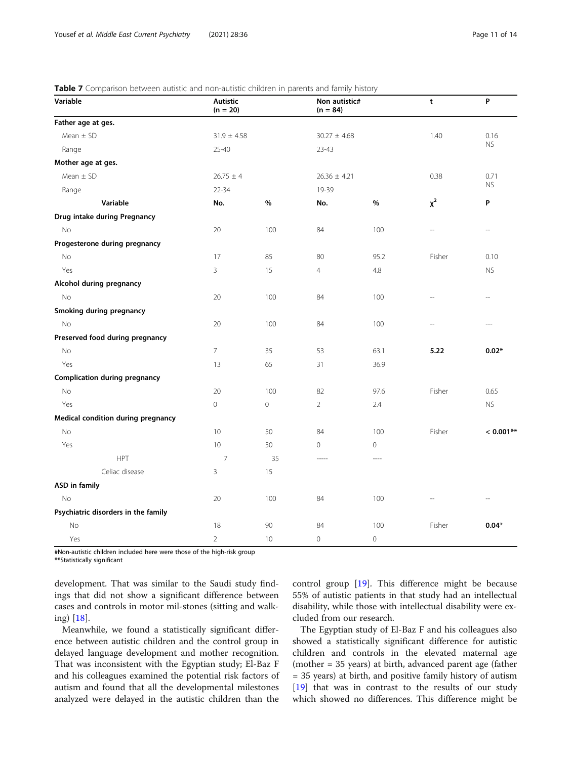**Table 7** Comparison between autistic and non-autistic children in parents and family history

| Variable | Autistic (n = 20) | | Non autistic# (n = 84) | | t | P |
|---|---|---|---|---|---|---|
| **Father age at ges.** | | | | | | |
| Mean ± SD | 31.9 ± 4.58 | | 30.27 ± 4.68 | | 1.40 | 0.16 NS |
| Range | 25-40 | | 23-43 | | | |
| **Mother age at ges.** | | | | | | |
| Mean ± SD | 26.75 ± 4 | | 26.36 ± 4.21 | | 0.38 | 0.71 NS |
| Range | 22-34 | | 19-39 | | | |
| **Variable** | **No.** | **%** | **No.** | **%** | $\chi^2$ | **P** |
| **Drug intake during Pregnancy** | | | | | | |
| No | 20 | 100 | 84 | 100 | -- | -- |
| **Progesterone during pregnancy** | | | | | | |
| No | 17 | 85 | 80 | 95.2 | Fisher | 0.10 |
| Yes | 3 | 15 | 4 | 4.8 | | NS |
| **Alcohol during pregnancy** | | | | | | |
| No | 20 | 100 | 84 | 100 | -- | -- |
| **Smoking during pregnancy** | | | | | | |
| No | 20 | 100 | 84 | 100 | -- | --- |
| **Preserved food during pregnancy** | | | | | | |
| No | 7 | 35 | 53 | 63.1 | **5.22** | **0.02*** |
| Yes | 13 | 65 | 31 | 36.9 | | |
| **Complication during pregnancy** | | | | | | |
| No | 20 | 100 | 82 | 97.6 | Fisher | 0.65 |
| Yes | 0 | 0 | 2 | 2.4 | | NS |
| **Medical condition during pregnancy** | | | | | | |
| No | 10 | 50 | 84 | 100 | Fisher | **< 0.001**** |
| Yes | 10 | 50 | 0 | 0 | | |
| HPT | 7 | 35 | ----- | ---- | | |
| Celiac disease | 3 | 15 | | | | |
| **ASD in family** | | | | | | |
| No | 20 | 100 | 84 | 100 | -- | -- |
| **Psychiatric disorders in the family** | | | | | | |
| No | 18 | 90 | 84 | 100 | Fisher | **0.04*** |
| Yes | 2 | 10 | 0 | 0 | | |

#Non-autistic children included here were those of the high-risk group
**Statistically significant

development. That was similar to the Saudi study findings that did not show a significant difference between cases and controls in motor mil-stones (sitting and walking) [18].

Meanwhile, we found a statistically significant difference between autistic children and the control group in delayed language development and mother recognition. That was inconsistent with the Egyptian study; El-Baz F and his colleagues examined the potential risk factors of autism and found that all the developmental milestones analyzed were delayed in the autistic children than the control group [19]. This difference might be because 55% of autistic patients in that study had an intellectual disability, while those with intellectual disability were excluded from our research.

The Egyptian study of El-Baz F and his colleagues also showed a statistically significant difference for autistic children and controls in the elevated maternal age (mother = 35 years) at birth, advanced parent age (father = 35 years) at birth, and positive family history of autism [19] that was in contrast to the results of our study which showed no differences. This difference might be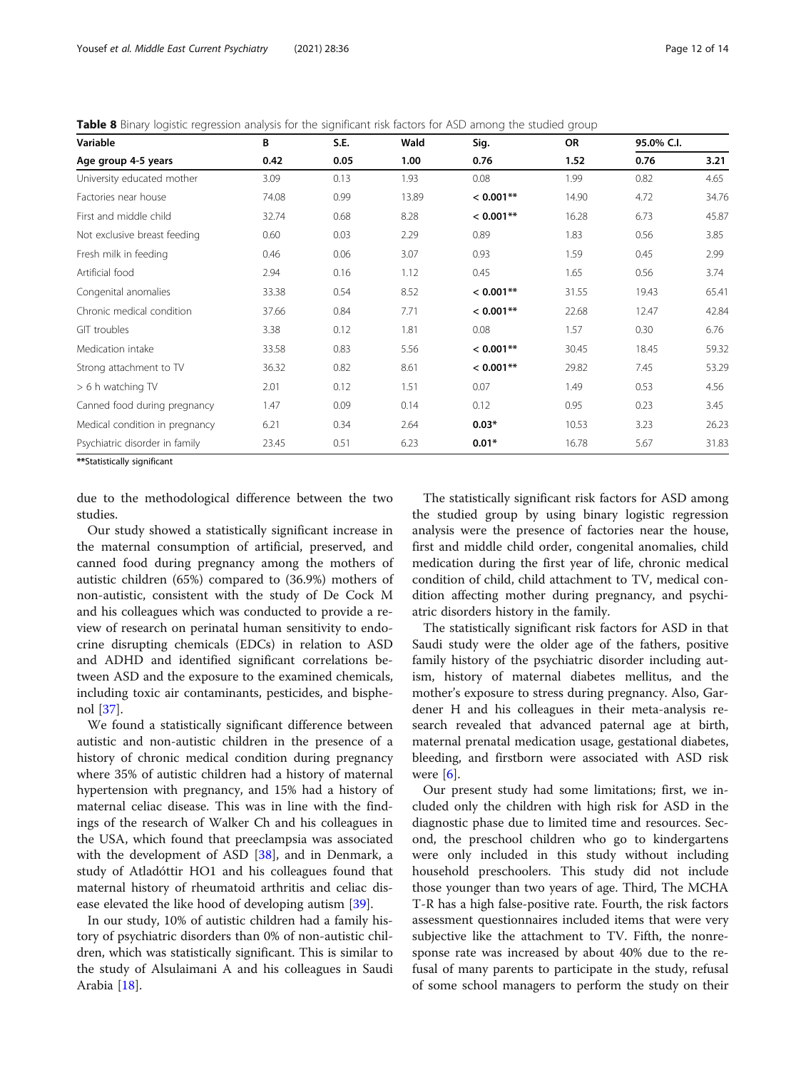**Table 8** Binary logistic regression analysis for the significant risk factors for ASD among the studied group

| Variable | B | S.E. | Wald | Sig. | OR | 95.0% C.I. | |
|---|---|---|---|---|---|---|---|
| **Age group 4-5 years** | **0.42** | **0.05** | **1.00** | **0.76** | **1.52** | **0.76** | **3.21** |
| University educated mother | 3.09 | 0.13 | 1.93 | 0.08 | 1.99 | 0.82 | 4.65 |
| Factories near house | 74.08 | 0.99 | 13.89 | **< 0.001**** | 14.90 | 4.72 | 34.76 |
| First and middle child | 32.74 | 0.68 | 8.28 | **< 0.001**** | 16.28 | 6.73 | 45.87 |
| Not exclusive breast feeding | 0.60 | 0.03 | 2.29 | 0.89 | 1.83 | 0.56 | 3.85 |
| Fresh milk in feeding | 0.46 | 0.06 | 3.07 | 0.93 | 1.59 | 0.45 | 2.99 |
| Artificial food | 2.94 | 0.16 | 1.12 | 0.45 | 1.65 | 0.56 | 3.74 |
| Congenital anomalies | 33.38 | 0.54 | 8.52 | **< 0.001**** | 31.55 | 19.43 | 65.41 |
| Chronic medical condition | 37.66 | 0.84 | 7.71 | **< 0.001**** | 22.68 | 12.47 | 42.84 |
| GIT troubles | 3.38 | 0.12 | 1.81 | 0.08 | 1.57 | 0.30 | 6.76 |
| Medication intake | 33.58 | 0.83 | 5.56 | **< 0.001**** | 30.45 | 18.45 | 59.32 |
| Strong attachment to TV | 36.32 | 0.82 | 8.61 | **< 0.001**** | 29.82 | 7.45 | 53.29 |
| > 6 h watching TV | 2.01 | 0.12 | 1.51 | 0.07 | 1.49 | 0.53 | 4.56 |
| Canned food during pregnancy | 1.47 | 0.09 | 0.14 | 0.12 | 0.95 | 0.23 | 3.45 |
| Medical condition in pregnancy | 6.21 | 0.34 | 2.64 | **0.03*** | 10.53 | 3.23 | 26.23 |
| Psychiatric disorder in family | 23.45 | 0.51 | 6.23 | **0.01*** | 16.78 | 5.67 | 31.83 |

**Statistically significant

due to the methodological difference between the two studies.

Our study showed a statistically significant increase in the maternal consumption of artificial, preserved, and canned food during pregnancy among the mothers of autistic children (65%) compared to (36.9%) mothers of non-autistic, consistent with the study of De Cock M and his colleagues which was conducted to provide a review of research on perinatal human sensitivity to endocrine disrupting chemicals (EDCs) in relation to ASD and ADHD and identified significant correlations between ASD and the exposure to the examined chemicals, including toxic air contaminants, pesticides, and bisphenol [37].

We found a statistically significant difference between autistic and non-autistic children in the presence of a history of chronic medical condition during pregnancy where 35% of autistic children had a history of maternal hypertension with pregnancy, and 15% had a history of maternal celiac disease. This was in line with the findings of the research of Walker Ch and his colleagues in the USA, which found that preeclampsia was associated with the development of ASD [38], and in Denmark, a study of Atladóttir HO1 and his colleagues found that maternal history of rheumatoid arthritis and celiac disease elevated the like hood of developing autism [39].

In our study, 10% of autistic children had a family history of psychiatric disorders than 0% of non-autistic children, which was statistically significant. This is similar to the study of Alsulaimani A and his colleagues in Saudi Arabia [18].

The statistically significant risk factors for ASD among the studied group by using binary logistic regression analysis were the presence of factories near the house, first and middle child order, congenital anomalies, child medication during the first year of life, chronic medical condition of child, child attachment to TV, medical condition affecting mother during pregnancy, and psychiatric disorders history in the family.

The statistically significant risk factors for ASD in that Saudi study were the older age of the fathers, positive family history of the psychiatric disorder including autism, history of maternal diabetes mellitus, and the mother's exposure to stress during pregnancy. Also, Gardener H and his colleagues in their meta-analysis research revealed that advanced paternal age at birth, maternal prenatal medication usage, gestational diabetes, bleeding, and firstborn were associated with ASD risk were [6].

Our present study had some limitations; first, we included only the children with high risk for ASD in the diagnostic phase due to limited time and resources. Second, the preschool children who go to kindergartens were only included in this study without including household preschoolers. This study did not include those younger than two years of age. Third, The MCHA T-R has a high false-positive rate. Fourth, the risk factors assessment questionnaires included items that were very subjective like the attachment to TV. Fifth, the nonresponse rate was increased by about 40% due to the refusal of many parents to participate in the study, refusal of some school managers to perform the study on their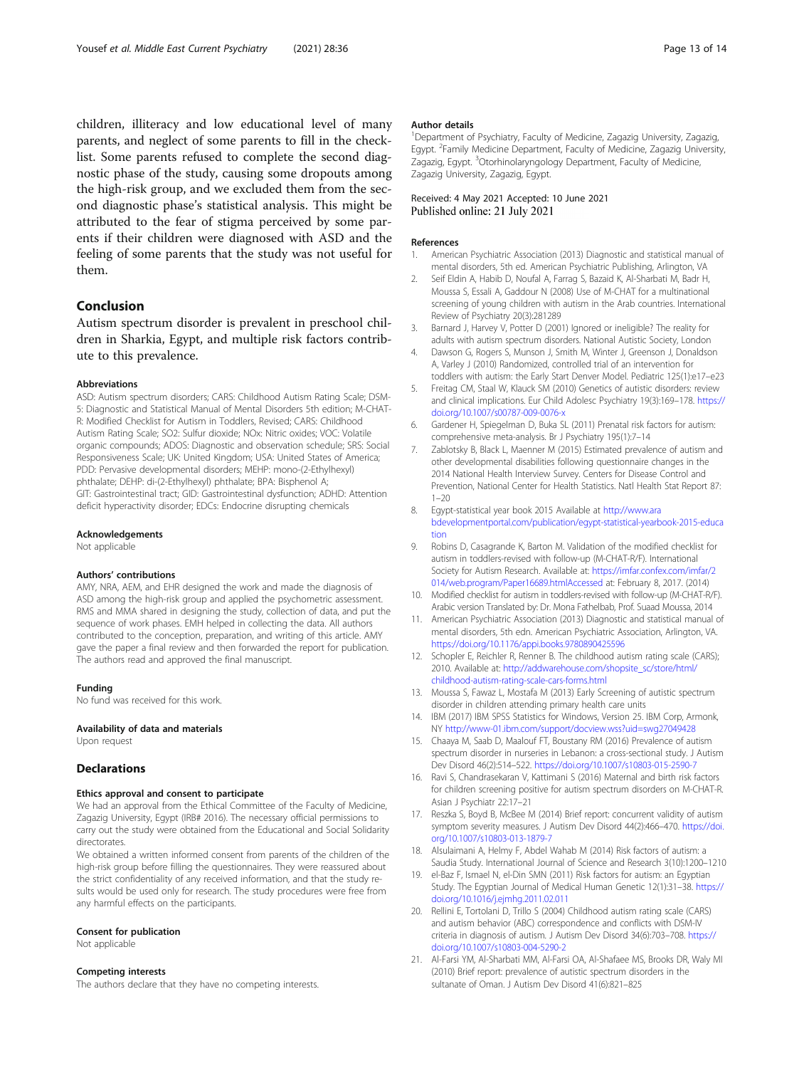children, illiteracy and low educational level of many parents, and neglect of some parents to fill in the checklist. Some parents refused to complete the second diagnostic phase of the study, causing some dropouts among the high-risk group, and we excluded them from the second diagnostic phase's statistical analysis. This might be attributed to the fear of stigma perceived by some parents if their children were diagnosed with ASD and the feeling of some parents that the study was not useful for them.

## Conclusion

Autism spectrum disorder is prevalent in preschool children in Sharkia, Egypt, and multiple risk factors contribute to this prevalence.

### Abbreviations

ASD: Autism spectrum disorders; CARS: Childhood Autism Rating Scale; DSM-5: Diagnostic and Statistical Manual of Mental Disorders 5th edition; M-CHAT-R: Modified Checklist for Autism in Toddlers, Revised; CARS: Childhood Autism Rating Scale; SO2: Sulfur dioxide; NOx: Nitric oxides; VOC: Volatile organic compounds; ADOS: Diagnostic and observation schedule; SRS: Social Responsiveness Scale; UK: United Kingdom; USA: United States of America; PDD: Pervasive developmental disorders; MEHP: mono-(2-Ethylhexyl) phthalate; DEHP: di-(2-Ethylhexyl) phthalate; BPA: Bisphenol A; GIT: Gastrointestinal tract; GID: Gastrointestinal dysfunction; ADHD: Attention deficit hyperactivity disorder; EDCs: Endocrine disrupting chemicals

### Acknowledgements

Not applicable

### Authors' contributions

AMY, NRA, AEM, and EHR designed the work and made the diagnosis of ASD among the high-risk group and applied the psychometric assessment. RMS and MMA shared in designing the study, collection of data, and put the sequence of work phases. EMH helped in collecting the data. All authors contributed to the conception, preparation, and writing of this article. AMY gave the paper a final review and then forwarded the report for publication. The authors read and approved the final manuscript.

### Funding

No fund was received for this work.

### Availability of data and materials

Upon request

## Declarations

### Ethics approval and consent to participate

We had an approval from the Ethical Committee of the Faculty of Medicine, Zagazig University, Egypt (IRB# 2016). The necessary official permissions to carry out the study were obtained from the Educational and Social Solidarity directorates.

We obtained a written informed consent from parents of the children of the high-risk group before filling the questionnaires. They were reassured about the strict confidentiality of any received information, and that the study results would be used only for research. The study procedures were free from any harmful effects on the participants.

### Consent for publication

Not applicable

### Competing interests

The authors declare that they have no competing interests.

### Author details

[1]Department of Psychiatry, Faculty of Medicine, Zagazig University, Zagazig, Egypt. [2]Family Medicine Department, Faculty of Medicine, Zagazig University, Zagazig, Egypt. [3]Otorhinolaryngology Department, Faculty of Medicine, Zagazig University, Zagazig, Egypt.

Received: 4 May 2021 Accepted: 10 June 2021
Published online: 21 July 2021

### References

1. American Psychiatric Association (2013) Diagnostic and statistical manual of mental disorders, 5th ed. American Psychiatric Publishing, Arlington, VA
2. Seif Eldin A, Habib D, Noufal A, Farrag S, Bazaid K, Al-Sharbati M, Badr H, Moussa S, Essali A, Gaddour N (2008) Use of M-CHAT for a multinational screening of young children with autism in the Arab countries. International Review of Psychiatry 20(3):281289
3. Barnard J, Harvey V, Potter D (2001) Ignored or ineligible? The reality for adults with autism spectrum disorders. National Autistic Society, London
4. Dawson G, Rogers S, Munson J, Smith M, Winter J, Greenson J, Donaldson A, Varley J (2010) Randomized, controlled trial of an intervention for toddlers with autism: the Early Start Denver Model. Pediatric 125(1):e17–e23
5. Freitag CM, Staal W, Klauck SM (2010) Genetics of autistic disorders: review and clinical implications. Eur Child Adolesc Psychiatry 19(3):169–178. https://doi.org/10.1007/s00787-009-0076-x
6. Gardener H, Spiegelman D, Buka SL (2011) Prenatal risk factors for autism: comprehensive meta-analysis. Br J Psychiatry 195(1):7–14
7. Zablotsky B, Black L, Maenner M (2015) Estimated prevalence of autism and other developmental disabilities following questionnaire changes in the 2014 National Health Interview Survey. Centers for Disease Control and Prevention, National Center for Health Statistics. Natl Health Stat Report 87: 1–20
8. Egypt-statistical year book 2015 Available at http://www.arabdevelopmentportal.com/publication/egypt-statistical-yearbook-2015-education
9. Robins D, Casagrande K, Barton M. Validation of the modified checklist for autism in toddlers-revised with follow-up (M-CHAT-R/F). International Society for Autism Research. Available at: https://imfar.confex.com/imfar/2014/web.program/Paper16689.htmlAccessed at: February 8, 2017. (2014)
10. Modified checklist for autism in toddlers-revised with follow-up (M-CHAT-R/F). Arabic version Translated by: Dr. Mona Fathelbab, Prof. Suaad Moussa, 2014
11. American Psychiatric Association (2013) Diagnostic and statistical manual of mental disorders, 5th edn. American Psychiatric Association, Arlington, VA. https://doi.org/10.1176/appi.books.9780890425596
12. Schopler E, Reichler R, Renner B. The childhood autism rating scale (CARS); 2010. Available at: http://addwarehouse.com/shopsite_sc/store/html/childhood-autism-rating-scale-cars-forms.html
13. Moussa S, Fawaz L, Mostafa M (2013) Early Screening of autistic spectrum disorder in children attending primary health care units
14. IBM (2017) IBM SPSS Statistics for Windows, Version 25. IBM Corp, Armonk, NY http://www-01.ibm.com/support/docview.wss?uid=swg27049428
15. Chaaya M, Saab D, Maalouf FT, Boustany RM (2016) Prevalence of autism spectrum disorder in nurseries in Lebanon: a cross-sectional study. J Autism Dev Disord 46(2):514–522. https://doi.org/10.1007/s10803-015-2590-7
16. Ravi S, Chandrasekaran V, Kattimani S (2016) Maternal and birth risk factors for children screening positive for autism spectrum disorders on M-CHAT-R. Asian J Psychiatr 22:17–21
17. Reszka S, Boyd B, McBee M (2014) Brief report: concurrent validity of autism symptom severity measures. J Autism Dev Disord 44(2):466–470. https://doi.org/10.1007/s10803-013-1879-7
18. Alsulaimani A, Helmy F, Abdel Wahab M (2014) Risk factors of autism: a Saudia Study. International Journal of Science and Research 3(10):1200–1210
19. el-Baz F, Ismael N, el-Din SMN (2011) Risk factors for autism: an Egyptian Study. The Egyptian Journal of Medical Human Genetic 12(1):31–38. https://doi.org/10.1016/j.ejmhg.2011.02.011
20. Rellini E, Tortolani D, Trillo S (2004) Childhood autism rating scale (CARS) and autism behavior (ABC) correspondence and conflicts with DSM-IV criteria in diagnosis of autism. J Autism Dev Disord 34(6):703–708. https://doi.org/10.1007/s10803-004-5290-2
21. Al-Farsi YM, Al-Sharbati MM, Al-Farsi OA, Al-Shafaee MS, Brooks DR, Waly MI (2010) Brief report: prevalence of autistic spectrum disorders in the sultanate of Oman. J Autism Dev Disord 41(6):821–825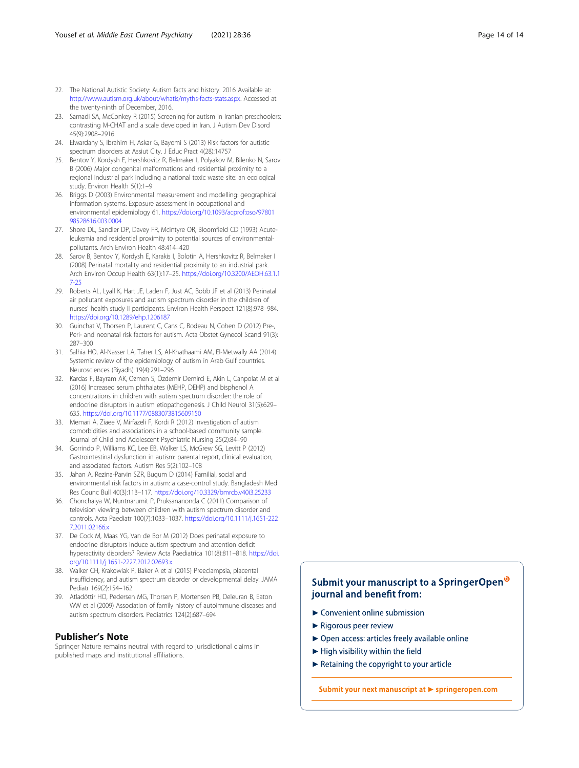22. The National Autistic Society: Autism facts and history. 2016 Available at: http://www.autism.org.uk/about/whatis/myths-facts-stats.aspx. Accessed at: the twenty-ninth of December, 2016.
23. Samadi SA, McConkey R (2015) Screening for autism in Iranian preschoolers: contrasting M-CHAT and a scale developed in Iran. J Autism Dev Disord 45(9):2908–2916
24. Elwardany S, Ibrahim H, Askar G, Bayomi S (2013) Risk factors for autistic spectrum disorders at Assiut City. J Educ Pract 4(28):14757
25. Bentov Y, Kordysh E, Hershkovitz R, Belmaker I, Polyakov M, Bilenko N, Sarov B (2006) Major congenital malformations and residential proximity to a regional industrial park including a national toxic waste site: an ecological study. Environ Health 5(1):1–9
26. Briggs D (2003) Environmental measurement and modelling: geographical information systems. Exposure assessment in occupational and environmental epidemiology 61. https://doi.org/10.1093/acprof:oso/9780198528616.003.0004
27. Shore DL, Sandler DP, Davey FR, Mcintyre OR, Bloomfield CD (1993) Acute-leukemia and residential proximity to potential sources of environmental-pollutants. Arch Environ Health 48:414–420
28. Sarov B, Bentov Y, Kordysh E, Karakis I, Bolotin A, Hershkovitz R, Belmaker I (2008) Perinatal mortality and residential proximity to an industrial park. Arch Environ Occup Health 63(1):17–25. https://doi.org/10.3200/AEOH.63.1.17-25
29. Roberts AL, Lyall K, Hart JE, Laden F, Just AC, Bobb JF et al (2013) Perinatal air pollutant exposures and autism spectrum disorder in the children of nurses' health study II participants. Environ Health Perspect 121(8):978–984. https://doi.org/10.1289/ehp.1206187
30. Guinchat V, Thorsen P, Laurent C, Cans C, Bodeau N, Cohen D (2012) Pre-, Peri- and neonatal risk factors for autism. Acta Obstet Gynecol Scand 91(3): 287–300
31. Salhia HO, Al-Nasser LA, Taher LS, Al-Khathaami AM, El-Metwally AA (2014) Systemic review of the epidemiology of autism in Arab Gulf countries. Neurosciences (Riyadh) 19(4):291–296
32. Kardas F, Bayram AK, Ozmen S, Özdemir Demirci E, Akin L, Canpolat M et al (2016) Increased serum phthalates (MEHP, DEHP) and bisphenol A concentrations in children with autism spectrum disorder: the role of endocrine disruptors in autism etiopathogenesis. J Child Neurol 31(5):629–635. https://doi.org/10.1177/0883073815609150
33. Memari A, Ziaee V, Mirfazeli F, Kordi R (2012) Investigation of autism comorbidities and associations in a school-based community sample. Journal of Child and Adolescent Psychiatric Nursing 25(2):84–90
34. Gorrindo P, Williams KC, Lee EB, Walker LS, McGrew SG, Levitt P (2012) Gastrointestinal dysfunction in autism: parental report, clinical evaluation, and associated factors. Autism Res 5(2):102–108
35. Jahan A, Rezina-Parvin SZR, Bugum D (2014) Familial, social and environmental risk factors in autism: a case-control study. Bangladesh Med Res Counc Bull 40(3):113–117. https://doi.org/10.3329/bmrcb.v40i3.25233
36. Chonchaiya W, Nuntnarumit P, Pruksananonda C (2011) Comparison of television viewing between children with autism spectrum disorder and controls. Acta Paediatr 100(7):1033–1037. https://doi.org/10.1111/j.1651-2227.2011.02166.x
37. De Cock M, Maas YG, Van de Bor M (2012) Does perinatal exposure to endocrine disruptors induce autism spectrum and attention deficit hyperactivity disorders? Review Acta Paediatrica 101(8):811–818. https://doi.org/10.1111/j.1651-2227.2012.02693.x
38. Walker CH, Krakowiak P, Baker A et al (2015) Preeclampsia, placental insufficiency, and autism spectrum disorder or developmental delay. JAMA Pediatr 169(2):154–162
39. Atladóttir HO, Pedersen MG, Thorsen P, Mortensen PB, Deleuran B, Eaton WW et al (2009) Association of family history of autoimmune diseases and autism spectrum disorders. Pediatrics 124(2):687–694

## Publisher's Note

Springer Nature remains neutral with regard to jurisdictional claims in published maps and institutional affiliations.